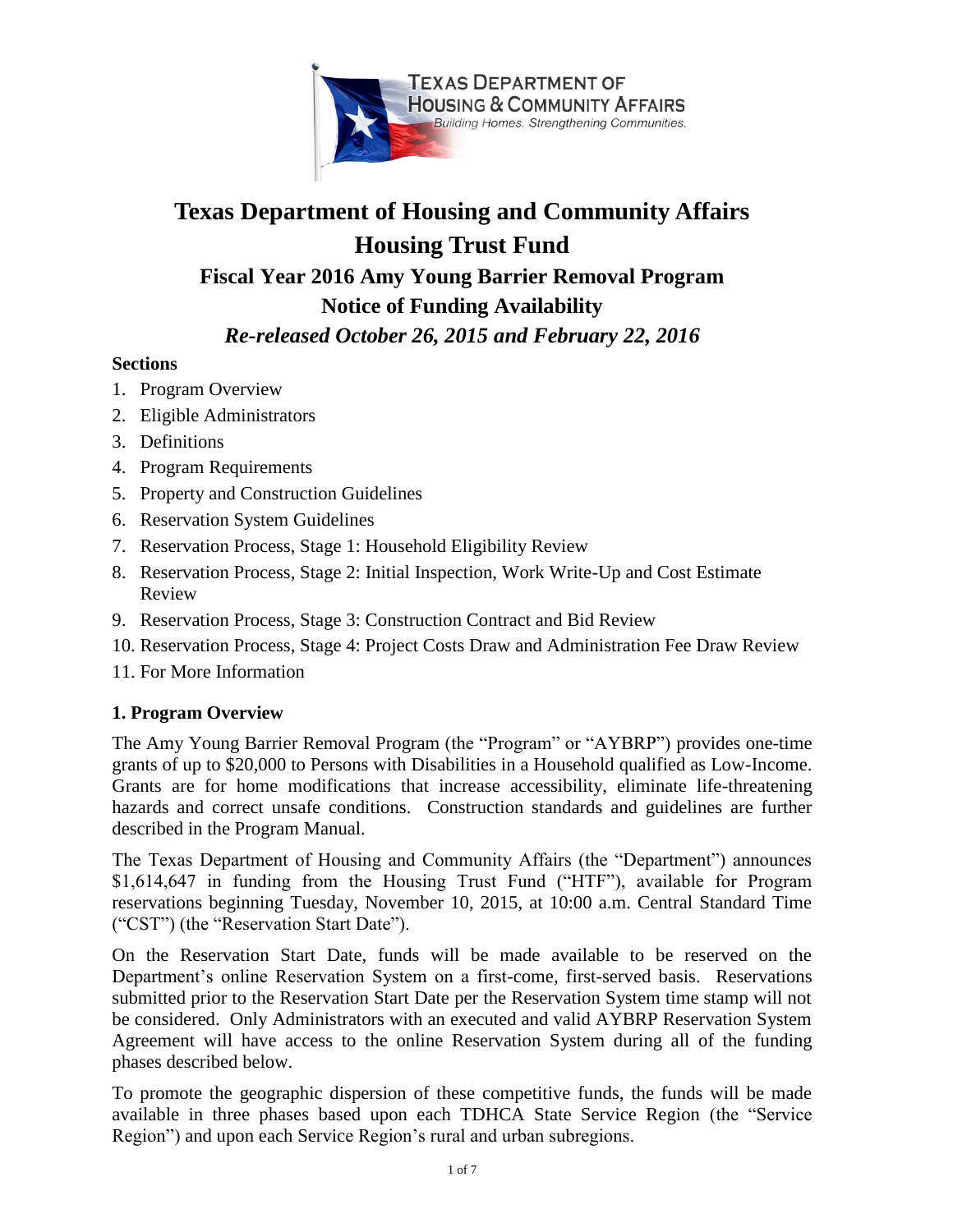# Texas Department of Housing and Community Affairs

# Housing Trust Fund

## Fiscal Year 2016 Amy Young Barrier Removal Program

## Notice of Funding Availability

***Re-released October 26, 2015 and February 22, 2016***

**Sections**

1. Program Overview
2. Eligible Administrators
3. Definitions
4. Program Requirements
5. Property and Construction Guidelines
6. Reservation System Guidelines
7. Reservation Process, Stage 1: Household Eligibility Review
8. Reservation Process, Stage 2: Initial Inspection, Work Write-Up and Cost Estimate Review
9. Reservation Process, Stage 3: Construction Contract and Bid Review
10. Reservation Process, Stage 4: Project Costs Draw and Administration Fee Draw Review
11. For More Information

### 1. Program Overview

The Amy Young Barrier Removal Program (the "Program" or "AYBRP") provides one-time grants of up to $20,000 to Persons with Disabilities in a Household qualified as Low-Income. Grants are for home modifications that increase accessibility, eliminate life-threatening hazards and correct unsafe conditions. Construction standards and guidelines are further described in the Program Manual.

The Texas Department of Housing and Community Affairs (the "Department") announces $1,614,647 in funding from the Housing Trust Fund ("HTF"), available for Program reservations beginning Tuesday, November 10, 2015, at 10:00 a.m. Central Standard Time ("CST") (the "Reservation Start Date").

On the Reservation Start Date, funds will be made available to be reserved on the Department's online Reservation System on a first-come, first-served basis. Reservations submitted prior to the Reservation Start Date per the Reservation System time stamp will not be considered. Only Administrators with an executed and valid AYBRP Reservation System Agreement will have access to the online Reservation System during all of the funding phases described below.

To promote the geographic dispersion of these competitive funds, the funds will be made available in three phases based upon each TDHCA State Service Region (the "Service Region") and upon each Service Region's rural and urban subregions.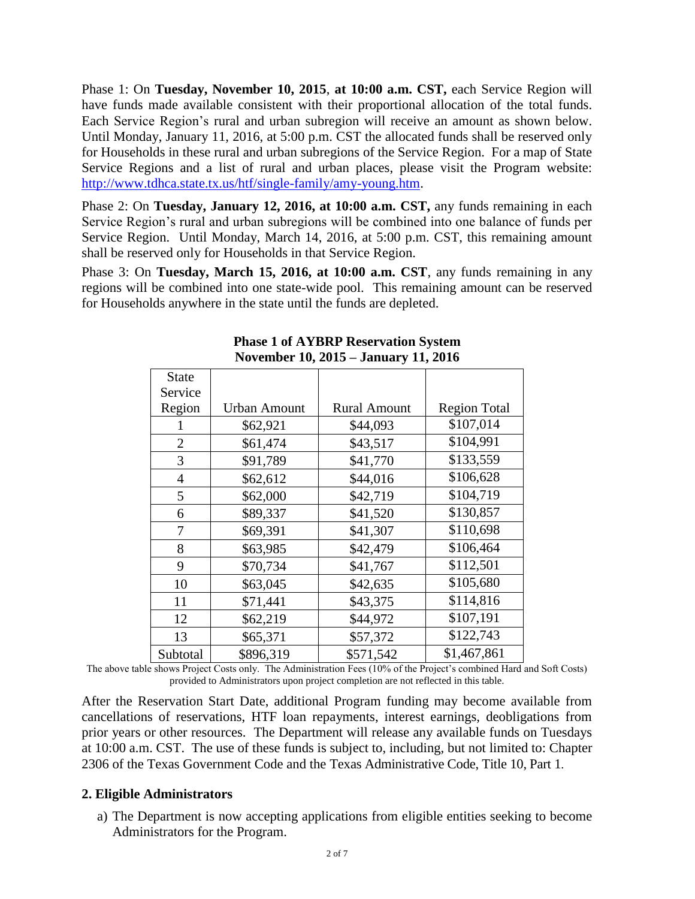Phase 1: On **Tuesday, November 10, 2015**, **at 10:00 a.m. CST,** each Service Region will have funds made available consistent with their proportional allocation of the total funds. Each Service Region's rural and urban subregion will receive an amount as shown below. Until Monday, January 11, 2016, at 5:00 p.m. CST the allocated funds shall be reserved only for Households in these rural and urban subregions of the Service Region. For a map of State Service Regions and a list of rural and urban places, please visit the Program website: http://www.tdhca.state.tx.us/htf/single-family/amy-young.htm.

Phase 2: On **Tuesday, January 12, 2016, at 10:00 a.m. CST,** any funds remaining in each Service Region's rural and urban subregions will be combined into one balance of funds per Service Region. Until Monday, March 14, 2016, at 5:00 p.m. CST, this remaining amount shall be reserved only for Households in that Service Region.

Phase 3: On **Tuesday, March 15, 2016, at 10:00 a.m. CST**, any funds remaining in any regions will be combined into one state-wide pool. This remaining amount can be reserved for Households anywhere in the state until the funds are depleted.

**Phase 1 of AYBRP Reservation System**
**November 10, 2015 – January 11, 2016**

| State Service Region | Urban Amount | Rural Amount | Region Total |
|---|---|---|---|
| 1 | $62,921 | $44,093 | $107,014 |
| 2 | $61,474 | $43,517 | $104,991 |
| 3 | $91,789 | $41,770 | $133,559 |
| 4 | $62,612 | $44,016 | $106,628 |
| 5 | $62,000 | $42,719 | $104,719 |
| 6 | $89,337 | $41,520 | $130,857 |
| 7 | $69,391 | $41,307 | $110,698 |
| 8 | $63,985 | $42,479 | $106,464 |
| 9 | $70,734 | $41,767 | $112,501 |
| 10 | $63,045 | $42,635 | $105,680 |
| 11 | $71,441 | $43,375 | $114,816 |
| 12 | $62,219 | $44,972 | $107,191 |
| 13 | $65,371 | $57,372 | $122,743 |
| Subtotal | $896,319 | $571,542 | $1,467,861 |

The above table shows Project Costs only. The Administration Fees (10% of the Project's combined Hard and Soft Costs) provided to Administrators upon project completion are not reflected in this table.

After the Reservation Start Date, additional Program funding may become available from cancellations of reservations, HTF loan repayments, interest earnings, deobligations from prior years or other resources. The Department will release any available funds on Tuesdays at 10:00 a.m. CST. The use of these funds is subject to, including, but not limited to: Chapter 2306 of the Texas Government Code and the Texas Administrative Code, Title 10, Part 1.

## 2. Eligible Administrators

a) The Department is now accepting applications from eligible entities seeking to become Administrators for the Program.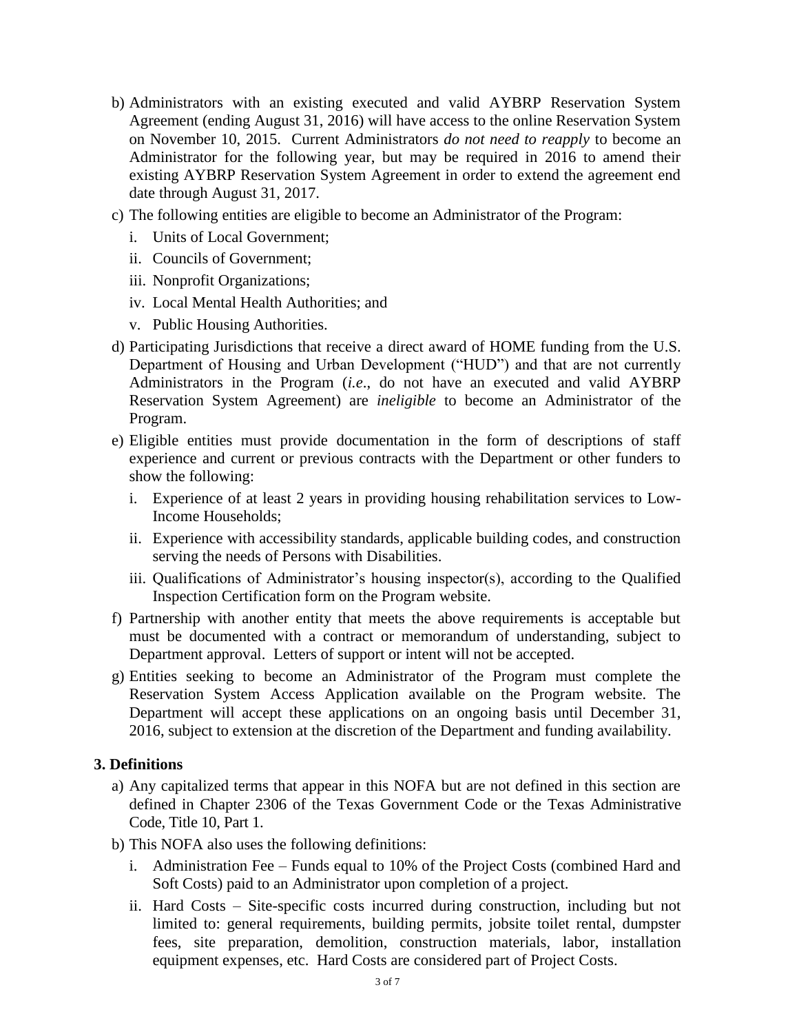b) Administrators with an existing executed and valid AYBRP Reservation System Agreement (ending August 31, 2016) will have access to the online Reservation System on November 10, 2015. Current Administrators *do not need to reapply* to become an Administrator for the following year, but may be required in 2016 to amend their existing AYBRP Reservation System Agreement in order to extend the agreement end date through August 31, 2017.

c) The following entities are eligible to become an Administrator of the Program:

   i. Units of Local Government;

   ii. Councils of Government;

   iii. Nonprofit Organizations;

   iv. Local Mental Health Authorities; and

   v. Public Housing Authorities.

d) Participating Jurisdictions that receive a direct award of HOME funding from the U.S. Department of Housing and Urban Development ("HUD") and that are not currently Administrators in the Program (*i.e*., do not have an executed and valid AYBRP Reservation System Agreement) are *ineligible* to become an Administrator of the Program.

e) Eligible entities must provide documentation in the form of descriptions of staff experience and current or previous contracts with the Department or other funders to show the following:

   i. Experience of at least 2 years in providing housing rehabilitation services to Low-Income Households;

   ii. Experience with accessibility standards, applicable building codes, and construction serving the needs of Persons with Disabilities.

   iii. Qualifications of Administrator's housing inspector(s), according to the Qualified Inspection Certification form on the Program website.

f) Partnership with another entity that meets the above requirements is acceptable but must be documented with a contract or memorandum of understanding, subject to Department approval. Letters of support or intent will not be accepted.

g) Entities seeking to become an Administrator of the Program must complete the Reservation System Access Application available on the Program website. The Department will accept these applications on an ongoing basis until December 31, 2016, subject to extension at the discretion of the Department and funding availability.

## 3. Definitions

a) Any capitalized terms that appear in this NOFA but are not defined in this section are defined in Chapter 2306 of the Texas Government Code or the Texas Administrative Code, Title 10, Part 1.

b) This NOFA also uses the following definitions:

   i. Administration Fee – Funds equal to 10% of the Project Costs (combined Hard and Soft Costs) paid to an Administrator upon completion of a project.

   ii. Hard Costs – Site-specific costs incurred during construction, including but not limited to: general requirements, building permits, jobsite toilet rental, dumpster fees, site preparation, demolition, construction materials, labor, installation equipment expenses, etc. Hard Costs are considered part of Project Costs.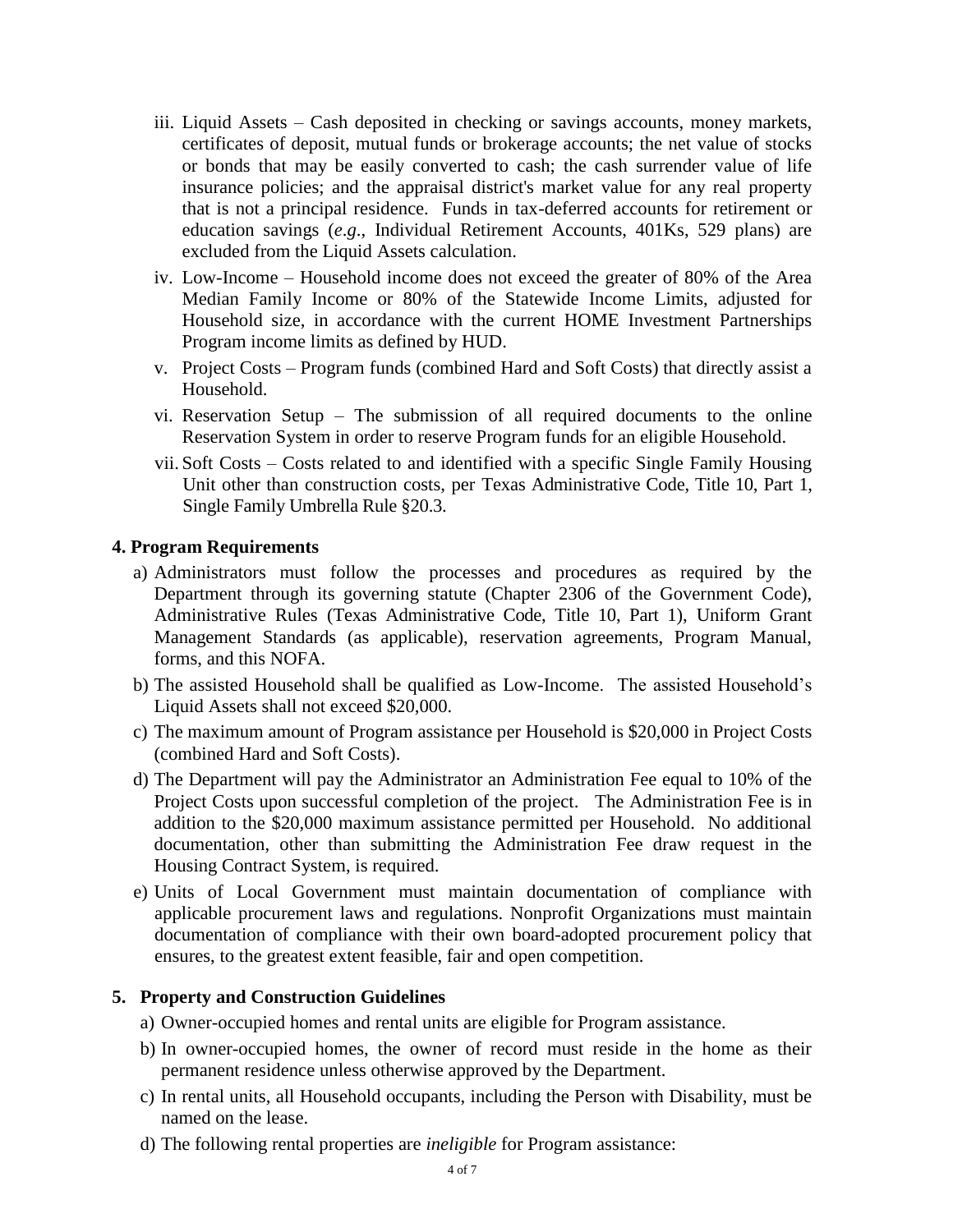iii. Liquid Assets – Cash deposited in checking or savings accounts, money markets, certificates of deposit, mutual funds or brokerage accounts; the net value of stocks or bonds that may be easily converted to cash; the cash surrender value of life insurance policies; and the appraisal district's market value for any real property that is not a principal residence. Funds in tax-deferred accounts for retirement or education savings (*e.g*., Individual Retirement Accounts, 401Ks, 529 plans) are excluded from the Liquid Assets calculation.

iv. Low-Income – Household income does not exceed the greater of 80% of the Area Median Family Income or 80% of the Statewide Income Limits, adjusted for Household size, in accordance with the current HOME Investment Partnerships Program income limits as defined by HUD.

v. Project Costs – Program funds (combined Hard and Soft Costs) that directly assist a Household.

vi. Reservation Setup – The submission of all required documents to the online Reservation System in order to reserve Program funds for an eligible Household.

vii. Soft Costs – Costs related to and identified with a specific Single Family Housing Unit other than construction costs, per Texas Administrative Code, Title 10, Part 1, Single Family Umbrella Rule §20.3.

### 4. Program Requirements

a) Administrators must follow the processes and procedures as required by the Department through its governing statute (Chapter 2306 of the Government Code), Administrative Rules (Texas Administrative Code, Title 10, Part 1), Uniform Grant Management Standards (as applicable), reservation agreements, Program Manual, forms, and this NOFA.

b) The assisted Household shall be qualified as Low-Income. The assisted Household's Liquid Assets shall not exceed $20,000.

c) The maximum amount of Program assistance per Household is $20,000 in Project Costs (combined Hard and Soft Costs).

d) The Department will pay the Administrator an Administration Fee equal to 10% of the Project Costs upon successful completion of the project. The Administration Fee is in addition to the $20,000 maximum assistance permitted per Household. No additional documentation, other than submitting the Administration Fee draw request in the Housing Contract System, is required.

e) Units of Local Government must maintain documentation of compliance with applicable procurement laws and regulations. Nonprofit Organizations must maintain documentation of compliance with their own board-adopted procurement policy that ensures, to the greatest extent feasible, fair and open competition.

### 5. Property and Construction Guidelines

a) Owner-occupied homes and rental units are eligible for Program assistance.

b) In owner-occupied homes, the owner of record must reside in the home as their permanent residence unless otherwise approved by the Department.

c) In rental units, all Household occupants, including the Person with Disability, must be named on the lease.

d) The following rental properties are *ineligible* for Program assistance: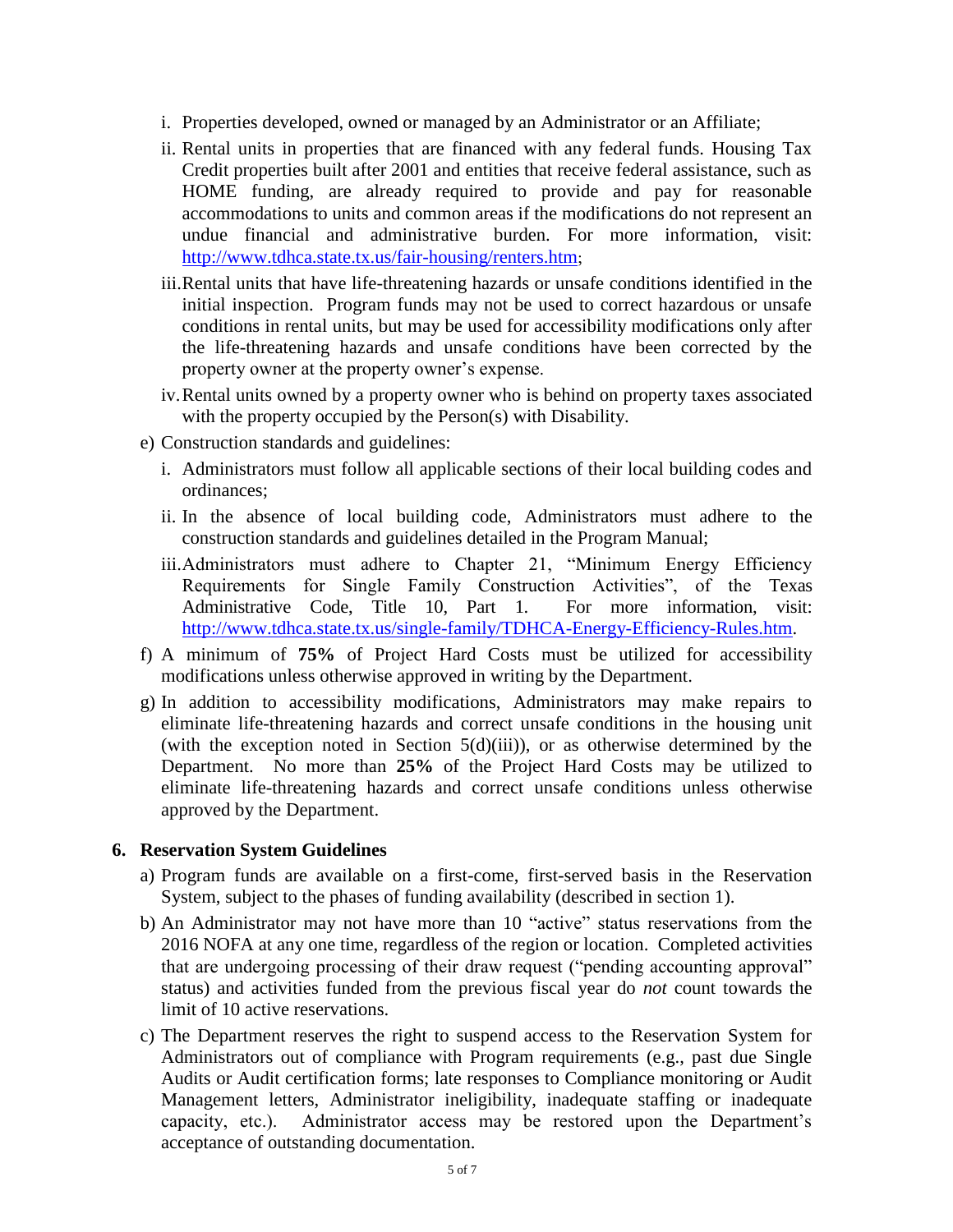i. Properties developed, owned or managed by an Administrator or an Affiliate;

   ii. Rental units in properties that are financed with any federal funds. Housing Tax Credit properties built after 2001 and entities that receive federal assistance, such as HOME funding, are already required to provide and pay for reasonable accommodations to units and common areas if the modifications do not represent an undue financial and administrative burden. For more information, visit: http://www.tdhca.state.tx.us/fair-housing/renters.htm;

   iii. Rental units that have life-threatening hazards or unsafe conditions identified in the initial inspection. Program funds may not be used to correct hazardous or unsafe conditions in rental units, but may be used for accessibility modifications only after the life-threatening hazards and unsafe conditions have been corrected by the property owner at the property owner's expense.

   iv. Rental units owned by a property owner who is behind on property taxes associated with the property occupied by the Person(s) with Disability.

e) Construction standards and guidelines:

   i. Administrators must follow all applicable sections of their local building codes and ordinances;

   ii. In the absence of local building code, Administrators must adhere to the construction standards and guidelines detailed in the Program Manual;

   iii. Administrators must adhere to Chapter 21, "Minimum Energy Efficiency Requirements for Single Family Construction Activities", of the Texas Administrative Code, Title 10, Part 1. For more information, visit: http://www.tdhca.state.tx.us/single-family/TDHCA-Energy-Efficiency-Rules.htm.

f) A minimum of **75%** of Project Hard Costs must be utilized for accessibility modifications unless otherwise approved in writing by the Department.

g) In addition to accessibility modifications, Administrators may make repairs to eliminate life-threatening hazards and correct unsafe conditions in the housing unit (with the exception noted in Section 5(d)(iii)), or as otherwise determined by the Department. No more than **25%** of the Project Hard Costs may be utilized to eliminate life-threatening hazards and correct unsafe conditions unless otherwise approved by the Department.

## 6. Reservation System Guidelines

a) Program funds are available on a first-come, first-served basis in the Reservation System, subject to the phases of funding availability (described in section 1).

b) An Administrator may not have more than 10 "active" status reservations from the 2016 NOFA at any one time, regardless of the region or location. Completed activities that are undergoing processing of their draw request ("pending accounting approval" status) and activities funded from the previous fiscal year do *not* count towards the limit of 10 active reservations.

c) The Department reserves the right to suspend access to the Reservation System for Administrators out of compliance with Program requirements (e.g., past due Single Audits or Audit certification forms; late responses to Compliance monitoring or Audit Management letters, Administrator ineligibility, inadequate staffing or inadequate capacity, etc.). Administrator access may be restored upon the Department's acceptance of outstanding documentation.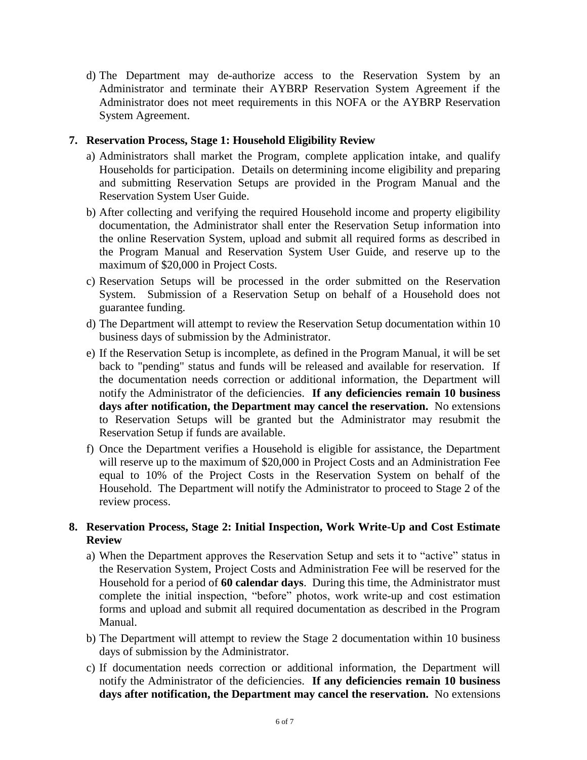d) The Department may de-authorize access to the Reservation System by an Administrator and terminate their AYBRP Reservation System Agreement if the Administrator does not meet requirements in this NOFA or the AYBRP Reservation System Agreement.

**7. Reservation Process, Stage 1: Household Eligibility Review**

a) Administrators shall market the Program, complete application intake, and qualify Households for participation. Details on determining income eligibility and preparing and submitting Reservation Setups are provided in the Program Manual and the Reservation System User Guide.

b) After collecting and verifying the required Household income and property eligibility documentation, the Administrator shall enter the Reservation Setup information into the online Reservation System, upload and submit all required forms as described in the Program Manual and Reservation System User Guide, and reserve up to the maximum of $20,000 in Project Costs.

c) Reservation Setups will be processed in the order submitted on the Reservation System. Submission of a Reservation Setup on behalf of a Household does not guarantee funding.

d) The Department will attempt to review the Reservation Setup documentation within 10 business days of submission by the Administrator.

e) If the Reservation Setup is incomplete, as defined in the Program Manual, it will be set back to "pending" status and funds will be released and available for reservation. If the documentation needs correction or additional information, the Department will notify the Administrator of the deficiencies. **If any deficiencies remain 10 business days after notification, the Department may cancel the reservation.** No extensions to Reservation Setups will be granted but the Administrator may resubmit the Reservation Setup if funds are available.

f) Once the Department verifies a Household is eligible for assistance, the Department will reserve up to the maximum of $20,000 in Project Costs and an Administration Fee equal to 10% of the Project Costs in the Reservation System on behalf of the Household. The Department will notify the Administrator to proceed to Stage 2 of the review process.

**8. Reservation Process, Stage 2: Initial Inspection, Work Write-Up and Cost Estimate Review**

a) When the Department approves the Reservation Setup and sets it to "active" status in the Reservation System, Project Costs and Administration Fee will be reserved for the Household for a period of **60 calendar days**. During this time, the Administrator must complete the initial inspection, "before" photos, work write-up and cost estimation forms and upload and submit all required documentation as described in the Program Manual.

b) The Department will attempt to review the Stage 2 documentation within 10 business days of submission by the Administrator.

c) If documentation needs correction or additional information, the Department will notify the Administrator of the deficiencies. **If any deficiencies remain 10 business days after notification, the Department may cancel the reservation.** No extensions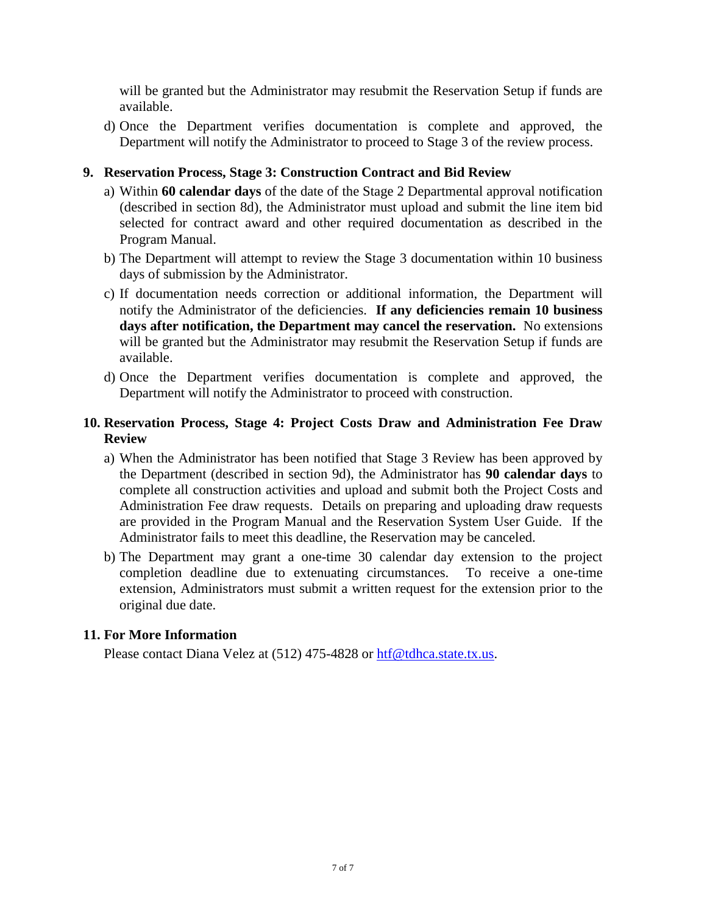will be granted but the Administrator may resubmit the Reservation Setup if funds are available.

d) Once the Department verifies documentation is complete and approved, the Department will notify the Administrator to proceed to Stage 3 of the review process.

## 9. Reservation Process, Stage 3: Construction Contract and Bid Review

a) Within **60 calendar days** of the date of the Stage 2 Departmental approval notification (described in section 8d), the Administrator must upload and submit the line item bid selected for contract award and other required documentation as described in the Program Manual.

b) The Department will attempt to review the Stage 3 documentation within 10 business days of submission by the Administrator.

c) If documentation needs correction or additional information, the Department will notify the Administrator of the deficiencies. **If any deficiencies remain 10 business days after notification, the Department may cancel the reservation.** No extensions will be granted but the Administrator may resubmit the Reservation Setup if funds are available.

d) Once the Department verifies documentation is complete and approved, the Department will notify the Administrator to proceed with construction.

## 10. Reservation Process, Stage 4: Project Costs Draw and Administration Fee Draw Review

a) When the Administrator has been notified that Stage 3 Review has been approved by the Department (described in section 9d), the Administrator has **90 calendar days** to complete all construction activities and upload and submit both the Project Costs and Administration Fee draw requests. Details on preparing and uploading draw requests are provided in the Program Manual and the Reservation System User Guide. If the Administrator fails to meet this deadline, the Reservation may be canceled.

b) The Department may grant a one-time 30 calendar day extension to the project completion deadline due to extenuating circumstances. To receive a one-time extension, Administrators must submit a written request for the extension prior to the original due date.

## 11. For More Information

Please contact Diana Velez at (512) 475-4828 or htf@tdhca.state.tx.us.